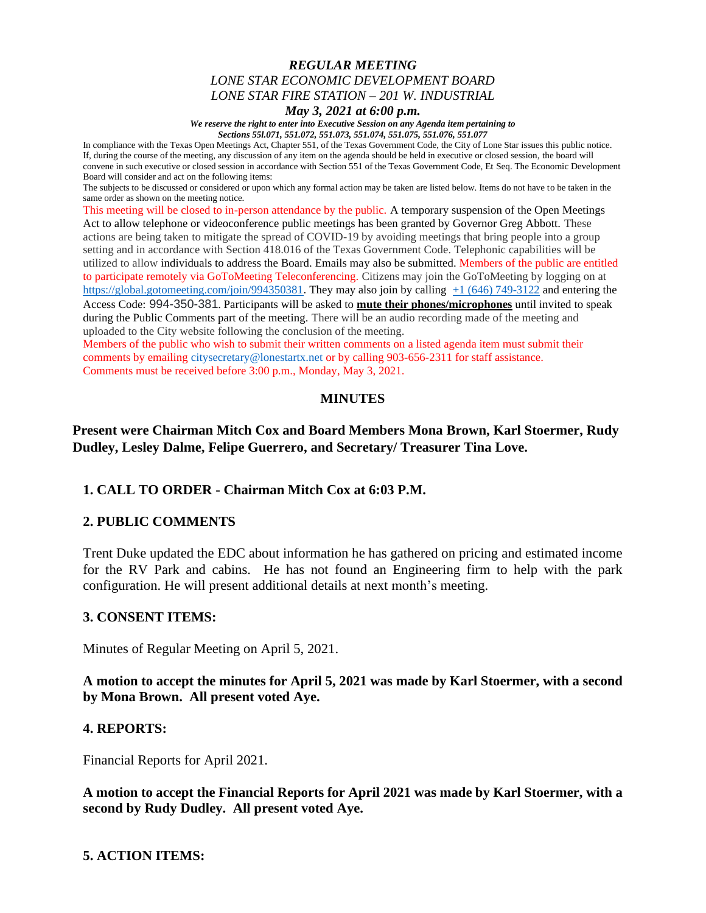***REGULAR MEETING***

*LONE STAR ECONOMIC DEVELOPMENT BOARD*

*LONE STAR FIRE STATION – 201 W. INDUSTRIAL*

***May 3, 2021 at 6:00 p.m.***

***We reserve the right to enter into Executive Session on any Agenda item pertaining to Sections 55l.071, 551.072, 551.073, 551.074, 551.075, 551.076, 551.077***

In compliance with the Texas Open Meetings Act, Chapter 551, of the Texas Government Code, the City of Lone Star issues this public notice. If, during the course of the meeting, any discussion of any item on the agenda should be held in executive or closed session, the board will convene in such executive or closed session in accordance with Section 551 of the Texas Government Code, Et Seq. The Economic Development Board will consider and act on the following items:

The subjects to be discussed or considered or upon which any formal action may be taken are listed below. Items do not have to be taken in the same order as shown on the meeting notice.

This meeting will be closed to in-person attendance by the public. A temporary suspension of the Open Meetings Act to allow telephone or videoconference public meetings has been granted by Governor Greg Abbott. These actions are being taken to mitigate the spread of COVID-19 by avoiding meetings that bring people into a group setting and in accordance with Section 418.016 of the Texas Government Code. Telephonic capabilities will be utilized to allow individuals to address the Board. Emails may also be submitted. Members of the public are entitled to participate remotely via GoToMeeting Teleconferencing. Citizens may join the GoToMeeting by logging on at https://global.gotomeeting.com/join/994350381. They may also join by calling +1 (646) 749-3122 and entering the Access Code: 994-350-381. Participants will be asked to **mute their phones/microphones** until invited to speak during the Public Comments part of the meeting. There will be an audio recording made of the meeting and uploaded to the City website following the conclusion of the meeting.

Members of the public who wish to submit their written comments on a listed agenda item must submit their comments by emailing citysecretary@lonestartx.net or by calling 903-656-2311 for staff assistance. Comments must be received before 3:00 p.m., Monday, May 3, 2021.

## MINUTES

**Present were Chairman Mitch Cox and Board Members Mona Brown, Karl Stoermer, Rudy Dudley, Lesley Dalme, Felipe Guerrero, and Secretary/ Treasurer Tina Love.**

### 1. CALL TO ORDER - Chairman Mitch Cox at 6:03 P.M.

### 2. PUBLIC COMMENTS

Trent Duke updated the EDC about information he has gathered on pricing and estimated income for the RV Park and cabins. He has not found an Engineering firm to help with the park configuration. He will present additional details at next month's meeting.

### 3. CONSENT ITEMS:

Minutes of Regular Meeting on April 5, 2021.

**A motion to accept the minutes for April 5, 2021 was made by Karl Stoermer, with a second by Mona Brown. All present voted Aye.**

### 4. REPORTS:

Financial Reports for April 2021.

**A motion to accept the Financial Reports for April 2021 was made by Karl Stoermer, with a second by Rudy Dudley. All present voted Aye.**

### 5. ACTION ITEMS: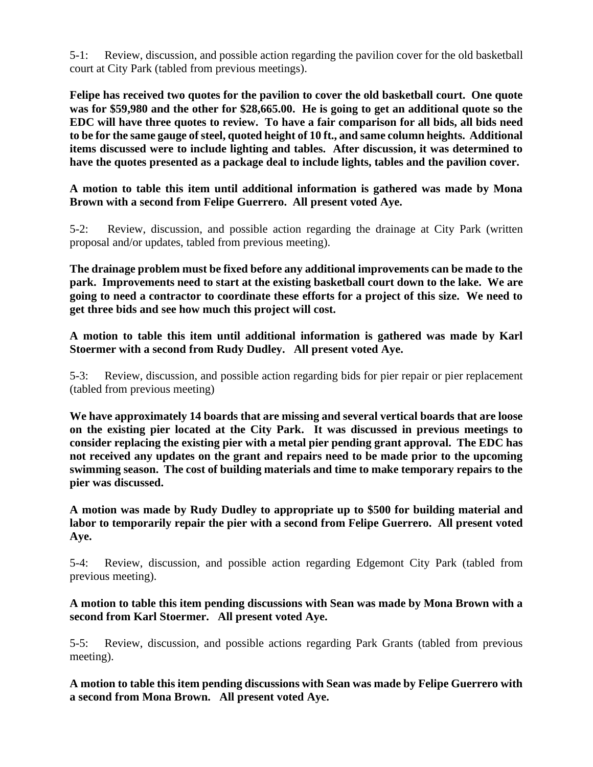5-1: Review, discussion, and possible action regarding the pavilion cover for the old basketball court at City Park (tabled from previous meetings).

**Felipe has received two quotes for the pavilion to cover the old basketball court. One quote was for $59,980 and the other for $28,665.00. He is going to get an additional quote so the EDC will have three quotes to review. To have a fair comparison for all bids, all bids need to be for the same gauge of steel, quoted height of 10 ft., and same column heights. Additional items discussed were to include lighting and tables. After discussion, it was determined to have the quotes presented as a package deal to include lights, tables and the pavilion cover.**

**A motion to table this item until additional information is gathered was made by Mona Brown with a second from Felipe Guerrero. All present voted Aye.**

5-2: Review, discussion, and possible action regarding the drainage at City Park (written proposal and/or updates, tabled from previous meeting).

**The drainage problem must be fixed before any additional improvements can be made to the park. Improvements need to start at the existing basketball court down to the lake. We are going to need a contractor to coordinate these efforts for a project of this size. We need to get three bids and see how much this project will cost.**

**A motion to table this item until additional information is gathered was made by Karl Stoermer with a second from Rudy Dudley. All present voted Aye.**

5-3: Review, discussion, and possible action regarding bids for pier repair or pier replacement (tabled from previous meeting)

**We have approximately 14 boards that are missing and several vertical boards that are loose on the existing pier located at the City Park. It was discussed in previous meetings to consider replacing the existing pier with a metal pier pending grant approval. The EDC has not received any updates on the grant and repairs need to be made prior to the upcoming swimming season. The cost of building materials and time to make temporary repairs to the pier was discussed.**

**A motion was made by Rudy Dudley to appropriate up to $500 for building material and labor to temporarily repair the pier with a second from Felipe Guerrero. All present voted Aye.**

5-4: Review, discussion, and possible action regarding Edgemont City Park (tabled from previous meeting).

**A motion to table this item pending discussions with Sean was made by Mona Brown with a second from Karl Stoermer. All present voted Aye.**

5-5: Review, discussion, and possible actions regarding Park Grants (tabled from previous meeting).

**A motion to table this item pending discussions with Sean was made by Felipe Guerrero with a second from Mona Brown. All present voted Aye.**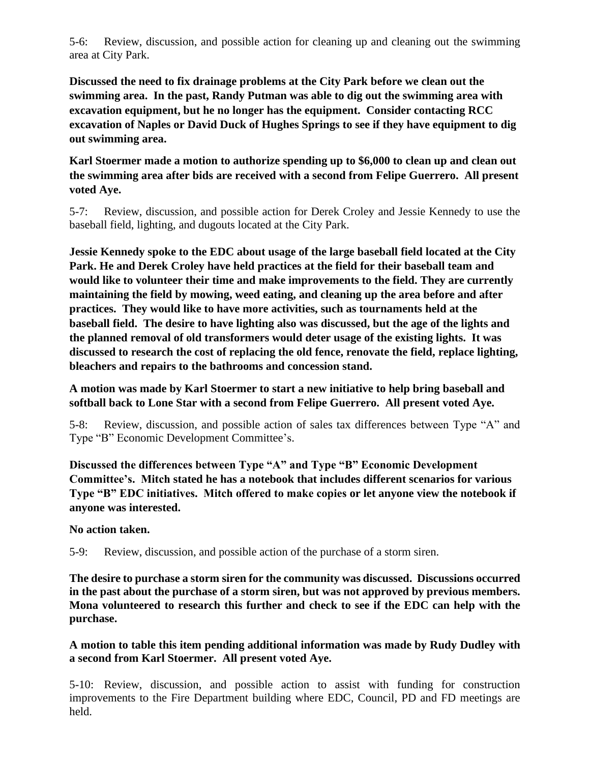5-6: Review, discussion, and possible action for cleaning up and cleaning out the swimming area at City Park.

**Discussed the need to fix drainage problems at the City Park before we clean out the swimming area. In the past, Randy Putman was able to dig out the swimming area with excavation equipment, but he no longer has the equipment. Consider contacting RCC excavation of Naples or David Duck of Hughes Springs to see if they have equipment to dig out swimming area.**

**Karl Stoermer made a motion to authorize spending up to $6,000 to clean up and clean out the swimming area after bids are received with a second from Felipe Guerrero. All present voted Aye.**

5-7: Review, discussion, and possible action for Derek Croley and Jessie Kennedy to use the baseball field, lighting, and dugouts located at the City Park.

**Jessie Kennedy spoke to the EDC about usage of the large baseball field located at the City Park. He and Derek Croley have held practices at the field for their baseball team and would like to volunteer their time and make improvements to the field. They are currently maintaining the field by mowing, weed eating, and cleaning up the area before and after practices. They would like to have more activities, such as tournaments held at the baseball field. The desire to have lighting also was discussed, but the age of the lights and the planned removal of old transformers would deter usage of the existing lights. It was discussed to research the cost of replacing the old fence, renovate the field, replace lighting, bleachers and repairs to the bathrooms and concession stand.**

**A motion was made by Karl Stoermer to start a new initiative to help bring baseball and softball back to Lone Star with a second from Felipe Guerrero. All present voted Aye.**

5-8: Review, discussion, and possible action of sales tax differences between Type "A" and Type "B" Economic Development Committee's.

**Discussed the differences between Type "A" and Type "B" Economic Development Committee's. Mitch stated he has a notebook that includes different scenarios for various Type "B" EDC initiatives. Mitch offered to make copies or let anyone view the notebook if anyone was interested.**

**No action taken.**

5-9: Review, discussion, and possible action of the purchase of a storm siren.

**The desire to purchase a storm siren for the community was discussed. Discussions occurred in the past about the purchase of a storm siren, but was not approved by previous members. Mona volunteered to research this further and check to see if the EDC can help with the purchase.**

**A motion to table this item pending additional information was made by Rudy Dudley with a second from Karl Stoermer. All present voted Aye.**

5-10: Review, discussion, and possible action to assist with funding for construction improvements to the Fire Department building where EDC, Council, PD and FD meetings are held.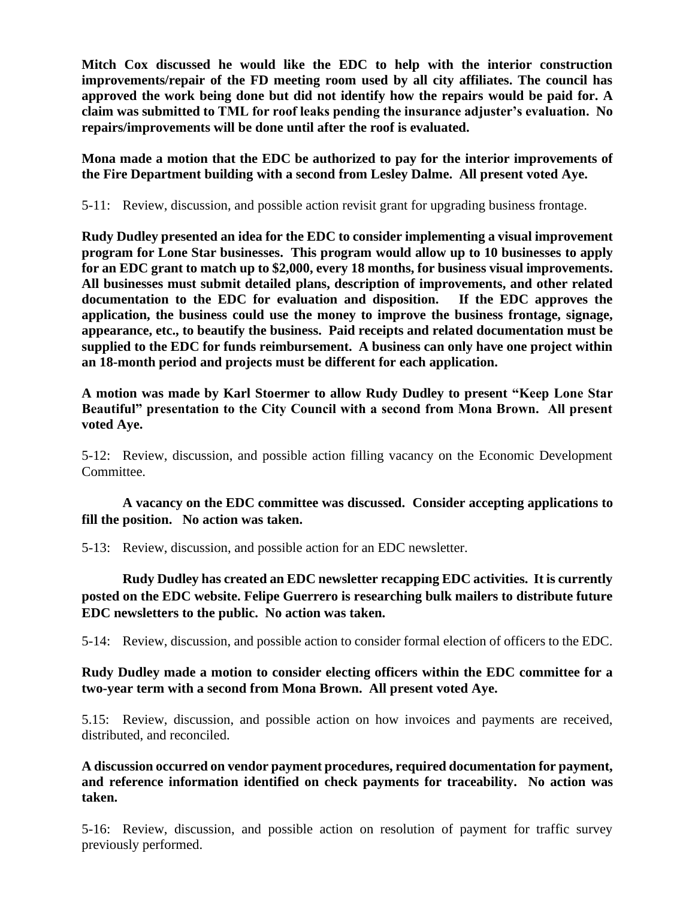**Mitch Cox discussed he would like the EDC to help with the interior construction improvements/repair of the FD meeting room used by all city affiliates. The council has approved the work being done but did not identify how the repairs would be paid for. A claim was submitted to TML for roof leaks pending the insurance adjuster's evaluation. No repairs/improvements will be done until after the roof is evaluated.**

**Mona made a motion that the EDC be authorized to pay for the interior improvements of the Fire Department building with a second from Lesley Dalme. All present voted Aye.**

5-11: Review, discussion, and possible action revisit grant for upgrading business frontage.

**Rudy Dudley presented an idea for the EDC to consider implementing a visual improvement program for Lone Star businesses. This program would allow up to 10 businesses to apply for an EDC grant to match up to $2,000, every 18 months, for business visual improvements. All businesses must submit detailed plans, description of improvements, and other related documentation to the EDC for evaluation and disposition. If the EDC approves the application, the business could use the money to improve the business frontage, signage, appearance, etc., to beautify the business. Paid receipts and related documentation must be supplied to the EDC for funds reimbursement. A business can only have one project within an 18-month period and projects must be different for each application.**

**A motion was made by Karl Stoermer to allow Rudy Dudley to present "Keep Lone Star Beautiful" presentation to the City Council with a second from Mona Brown. All present voted Aye.**

5-12: Review, discussion, and possible action filling vacancy on the Economic Development Committee.

**A vacancy on the EDC committee was discussed. Consider accepting applications to fill the position. No action was taken.**

5-13: Review, discussion, and possible action for an EDC newsletter.

**Rudy Dudley has created an EDC newsletter recapping EDC activities. It is currently posted on the EDC website. Felipe Guerrero is researching bulk mailers to distribute future EDC newsletters to the public. No action was taken.**

5-14: Review, discussion, and possible action to consider formal election of officers to the EDC.

**Rudy Dudley made a motion to consider electing officers within the EDC committee for a two-year term with a second from Mona Brown. All present voted Aye.**

5.15: Review, discussion, and possible action on how invoices and payments are received, distributed, and reconciled.

**A discussion occurred on vendor payment procedures, required documentation for payment, and reference information identified on check payments for traceability. No action was taken.**

5-16: Review, discussion, and possible action on resolution of payment for traffic survey previously performed.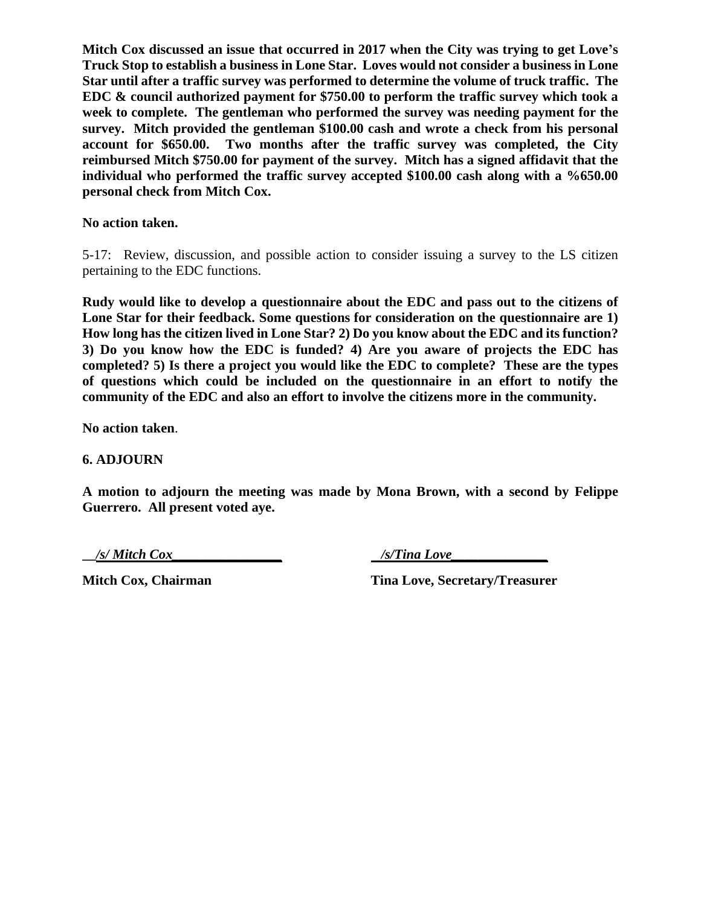**Mitch Cox discussed an issue that occurred in 2017 when the City was trying to get Love's Truck Stop to establish a business in Lone Star. Loves would not consider a business in Lone Star until after a traffic survey was performed to determine the volume of truck traffic. The EDC & council authorized payment for $750.00 to perform the traffic survey which took a week to complete. The gentleman who performed the survey was needing payment for the survey. Mitch provided the gentleman $100.00 cash and wrote a check from his personal account for $650.00. Two months after the traffic survey was completed, the City reimbursed Mitch $750.00 for payment of the survey. Mitch has a signed affidavit that the individual who performed the traffic survey accepted $100.00 cash along with a %650.00 personal check from Mitch Cox.**

**No action taken.**

5-17: Review, discussion, and possible action to consider issuing a survey to the LS citizen pertaining to the EDC functions.

**Rudy would like to develop a questionnaire about the EDC and pass out to the citizens of Lone Star for their feedback. Some questions for consideration on the questionnaire are 1) How long has the citizen lived in Lone Star? 2) Do you know about the EDC and its function? 3) Do you know how the EDC is funded? 4) Are you aware of projects the EDC has completed? 5) Is there a project you would like the EDC to complete? These are the types of questions which could be included on the questionnaire in an effort to notify the community of the EDC and also an effort to involve the citizens more in the community.**

**No action taken**.

**6. ADJOURN**

**A motion to adjourn the meeting was made by Mona Brown, with a second by Felippe Guerrero. All present voted aye.**

***/s/ Mitch Cox***

**Mitch Cox, Chairman**

***/s/Tina Love***

**Tina Love, Secretary/Treasurer**